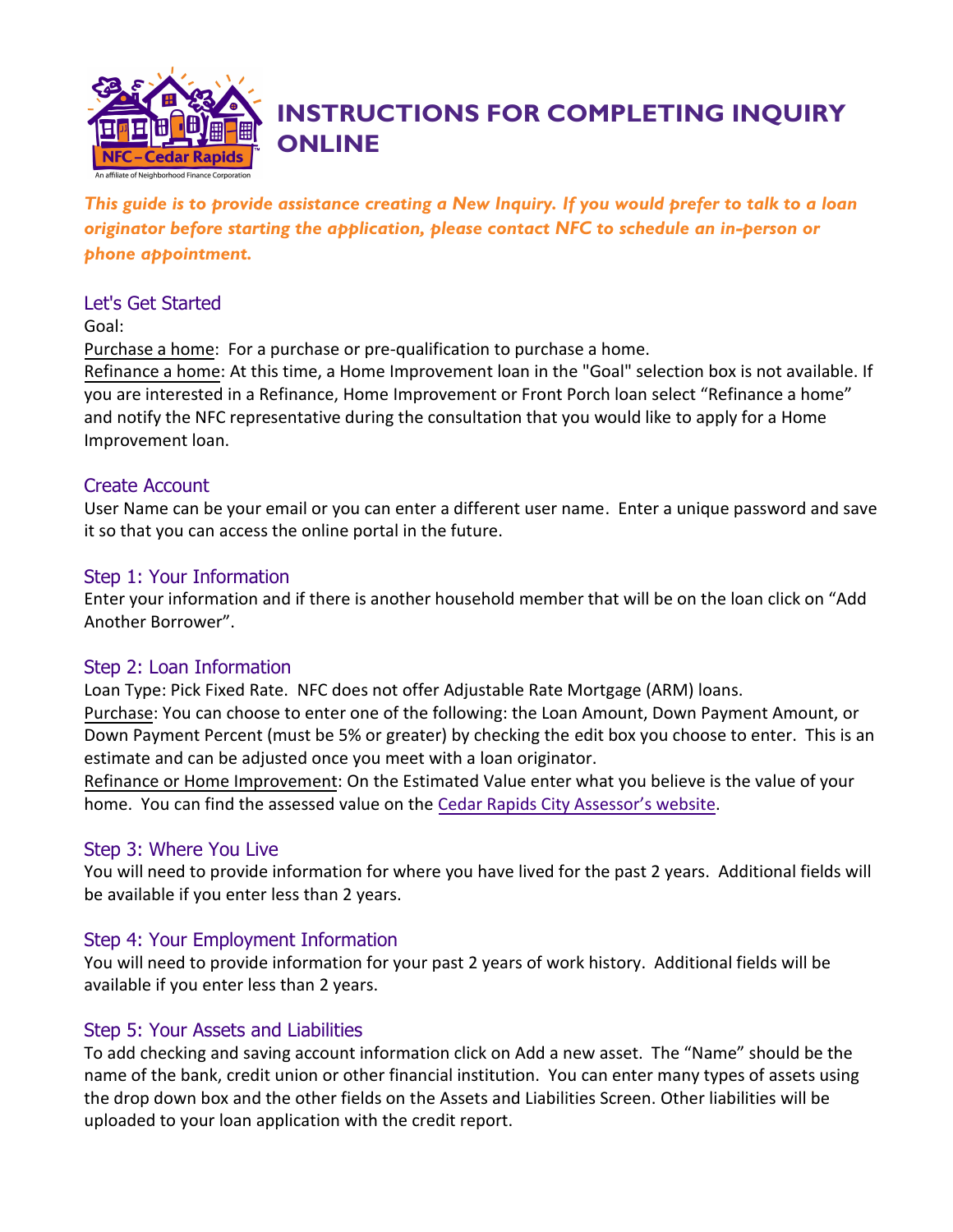# INSTRUCTIONS FOR COMPLETING INQUIRY ONLINE

***This guide is to provide assistance creating a New Inquiry. If you would prefer to talk to a loan originator before starting the application, please contact NFC to schedule an in-person or phone appointment.***

## Let's Get Started

Goal:

Purchase a home: For a purchase or pre-qualification to purchase a home.

Refinance a home: At this time, a Home Improvement loan in the "Goal" selection box is not available. If you are interested in a Refinance, Home Improvement or Front Porch loan select "Refinance a home" and notify the NFC representative during the consultation that you would like to apply for a Home Improvement loan.

## Create Account

User Name can be your email or you can enter a different user name. Enter a unique password and save it so that you can access the online portal in the future.

## Step 1: Your Information

Enter your information and if there is another household member that will be on the loan click on "Add Another Borrower".

## Step 2: Loan Information

Loan Type: Pick Fixed Rate. NFC does not offer Adjustable Rate Mortgage (ARM) loans.

Purchase: You can choose to enter one of the following: the Loan Amount, Down Payment Amount, or Down Payment Percent (must be 5% or greater) by checking the edit box you choose to enter. This is an estimate and can be adjusted once you meet with a loan originator.

Refinance or Home Improvement: On the Estimated Value enter what you believe is the value of your home. You can find the assessed value on the Cedar Rapids City Assessor's website.

## Step 3: Where You Live

You will need to provide information for where you have lived for the past 2 years. Additional fields will be available if you enter less than 2 years.

## Step 4: Your Employment Information

You will need to provide information for your past 2 years of work history. Additional fields will be available if you enter less than 2 years.

## Step 5: Your Assets and Liabilities

To add checking and saving account information click on Add a new asset. The "Name" should be the name of the bank, credit union or other financial institution. You can enter many types of assets using the drop down box and the other fields on the Assets and Liabilities Screen. Other liabilities will be uploaded to your loan application with the credit report.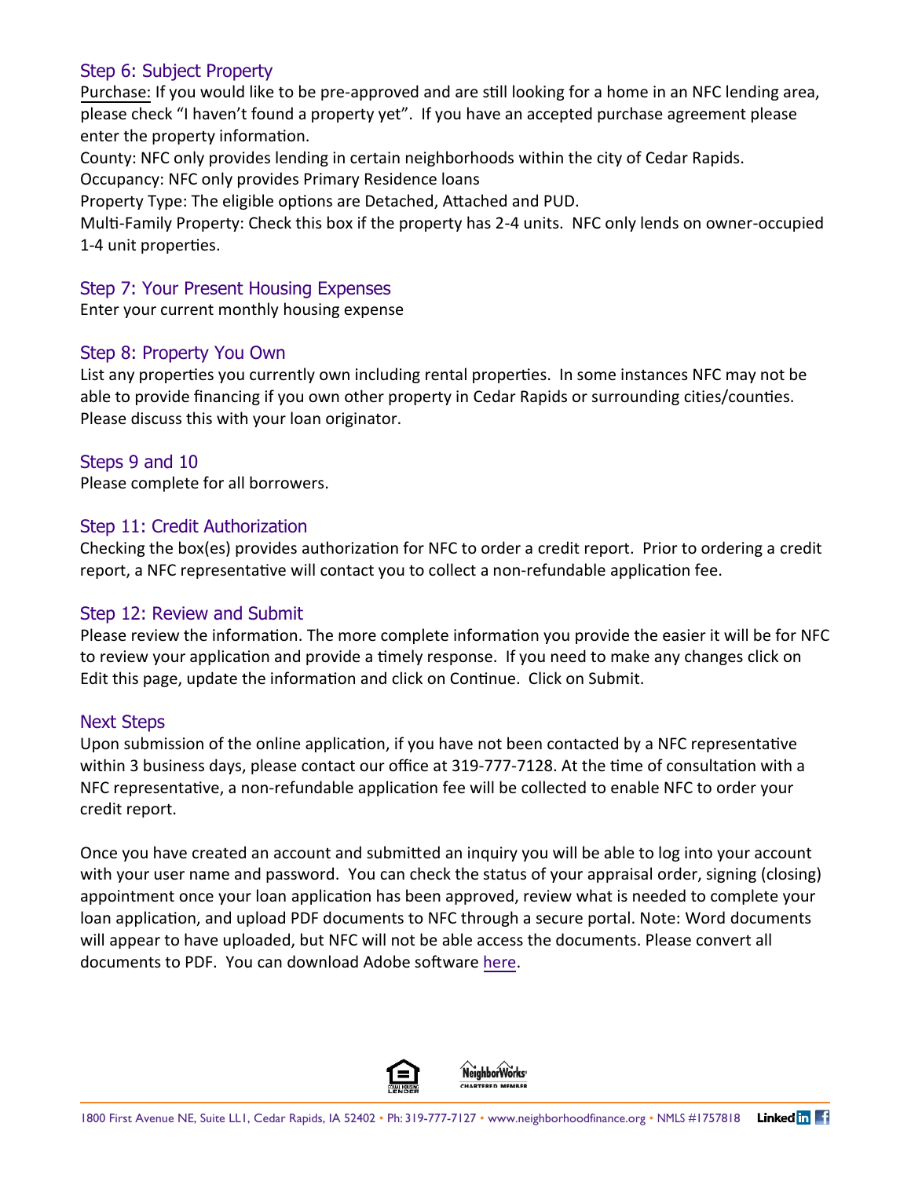## Step 6: Subject Property

Purchase: If you would like to be pre-approved and are still looking for a home in an NFC lending area, please check "I haven't found a property yet". If you have an accepted purchase agreement please enter the property information.

County: NFC only provides lending in certain neighborhoods within the city of Cedar Rapids.

Occupancy: NFC only provides Primary Residence loans

Property Type: The eligible options are Detached, Attached and PUD.

Multi-Family Property: Check this box if the property has 2-4 units. NFC only lends on owner-occupied 1-4 unit properties.

## Step 7: Your Present Housing Expenses

Enter your current monthly housing expense

## Step 8: Property You Own

List any properties you currently own including rental properties. In some instances NFC may not be able to provide financing if you own other property in Cedar Rapids or surrounding cities/counties. Please discuss this with your loan originator.

## Steps 9 and 10

Please complete for all borrowers.

## Step 11: Credit Authorization

Checking the box(es) provides authorization for NFC to order a credit report. Prior to ordering a credit report, a NFC representative will contact you to collect a non-refundable application fee.

## Step 12: Review and Submit

Please review the information. The more complete information you provide the easier it will be for NFC to review your application and provide a timely response. If you need to make any changes click on Edit this page, update the information and click on Continue. Click on Submit.

## Next Steps

Upon submission of the online application, if you have not been contacted by a NFC representative within 3 business days, please contact our office at 319-777-7128. At the time of consultation with a NFC representative, a non-refundable application fee will be collected to enable NFC to order your credit report.

Once you have created an account and submitted an inquiry you will be able to log into your account with your user name and password. You can check the status of your appraisal order, signing (closing) appointment once your loan application has been approved, review what is needed to complete your loan application, and upload PDF documents to NFC through a secure portal. Note: Word documents will appear to have uploaded, but NFC will not be able access the documents. Please convert all documents to PDF. You can download Adobe software here.

1800 First Avenue NE, Suite LL1, Cedar Rapids, IA 52402 • Ph: 319-777-7127 • www.neighborhoodfinance.org • NMLS #1757818